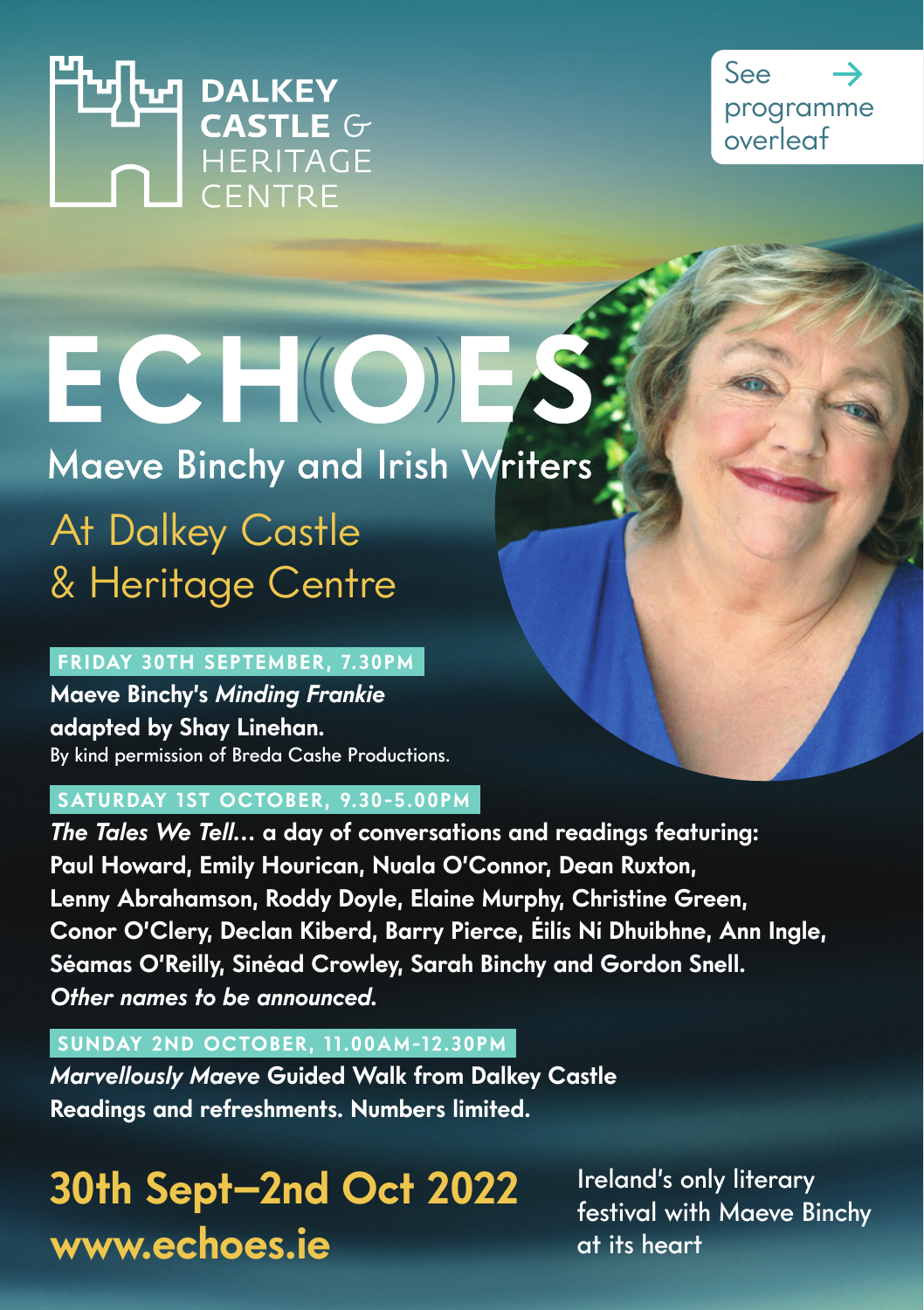**DALKEY CASTLE & HERITAGE CENTRE**

See → programme overleaf

# ECHOES

## Maeve Binchy and Irish Writers

## At Dalkey Castle & Heritage Centre

**FRIDAY 30TH SEPTEMBER, 7.30PM**

**Maeve Binchy's *Minding Frankie* adapted by Shay Linehan.**
By kind permission of Breda Cashe Productions.

**SATURDAY 1ST OCTOBER, 9.30-5.00PM**

***The Tales We Tell...* a day of conversations and readings featuring: Paul Howard, Emily Hourican, Nuala O'Connor, Dean Ruxton, Lenny Abrahamson, Roddy Doyle, Elaine Murphy, Christine Green, Conor O'Clery, Declan Kiberd, Barry Pierce, Éilis Ní Dhuibhne, Ann Ingle, Séamas O'Reilly, Sinéad Crowley, Sarah Binchy and Gordon Snell.**
***Other names to be announced.***

**SUNDAY 2ND OCTOBER, 11.00AM-12.30PM**

***Marvellously Maeve* Guided Walk from Dalkey Castle**
**Readings and refreshments. Numbers limited.**

**30th Sept–2nd Oct 2022**
**www.echoes.ie**

Ireland's only literary festival with Maeve Binchy at its heart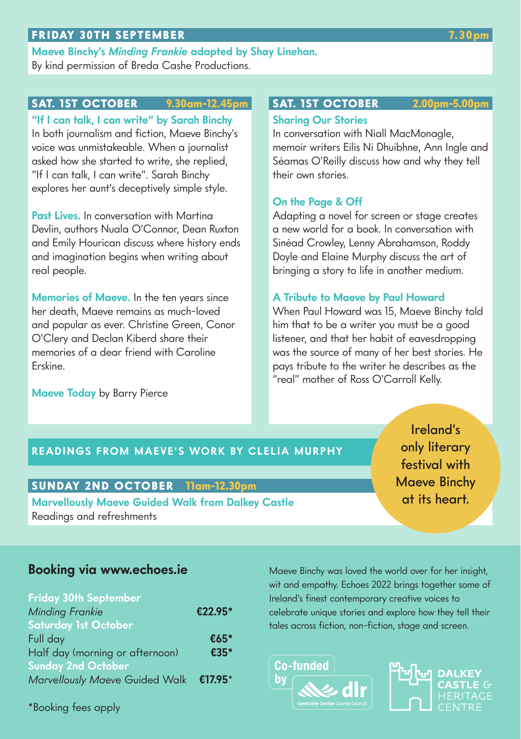## FRIDAY 30TH SEPTEMBER 7.30pm

**Maeve Binchy's *Minding Frankie* adapted by Shay Linehan.**
By kind permission of Breda Cashe Productions.

## SAT. 1ST OCTOBER 9.30am-12.45pm

**"If I can talk, I can write" by Sarah Binchy**
In both journalism and fiction, Maeve Binchy's voice was unmistakeable. When a journalist asked how she started to write, she replied, "If I can talk, I can write". Sarah Binchy explores her aunt's deceptively simple style.

**Past Lives.** In conversation with Martina Devlin, authors Nuala O'Connor, Dean Ruxton and Emily Hourican discuss where history ends and imagination begins when writing about real people.

**Memories of Maeve.** In the ten years since her death, Maeve remains as much-loved and popular as ever. Christine Green, Conor O'Clery and Declan Kiberd share their memories of a dear friend with Caroline Erskine.

**Maeve Today** by Barry Pierce

## SAT. 1ST OCTOBER 2.00pm-5.00pm

**Sharing Our Stories**
In conversation with Niall MacMonagle, memoir writers Eilis Ni Dhuibhne, Ann Ingle and Séamas O'Reilly discuss how and why they tell their own stories.

**On the Page & Off**
Adapting a novel for screen or stage creates a new world for a book. In conversation with Sinéad Crowley, Lenny Abrahamson, Roddy Doyle and Elaine Murphy discuss the art of bringing a story to life in another medium.

**A Tribute to Maeve by Paul Howard**
When Paul Howard was 15, Maeve Binchy told him that to be a writer you must be a good listener, and that her habit of eavesdropping was the source of many of her best stories. He pays tribute to the writer he describes as the "real" mother of Ross O'Carroll Kelly.

## READINGS FROM MAEVE'S WORK BY CLELIA MURPHY

Ireland's only literary festival with Maeve Binchy at its heart.

## SUNDAY 2ND OCTOBER 11am-12.30pm

**Marvellously Maeve Guided Walk from Dalkey Castle**
Readings and refreshments

## Booking via www.echoes.ie

| | |
|---|---|
| **Friday 30th September** | |
| *Minding Frankie* | €22.95* |
| **Saturday 1st October** | |
| Full day | €65* |
| Half day (morning or afternoon) | €35* |
| **Sunday 2nd October** | |
| *Marvellously Maeve* Guided Walk | €17.95* |

*Booking fees apply

Maeve Binchy was loved the world over for her insight, wit and empathy. Echoes 2022 brings together some of Ireland's finest contemporary creative voices to celebrate unique stories and explore how they tell their tales across fiction, non-fiction, stage and screen.

Co-funded by dlr Comhairle Contae County Council

DALKEY CASTLE & HERITAGE CENTRE